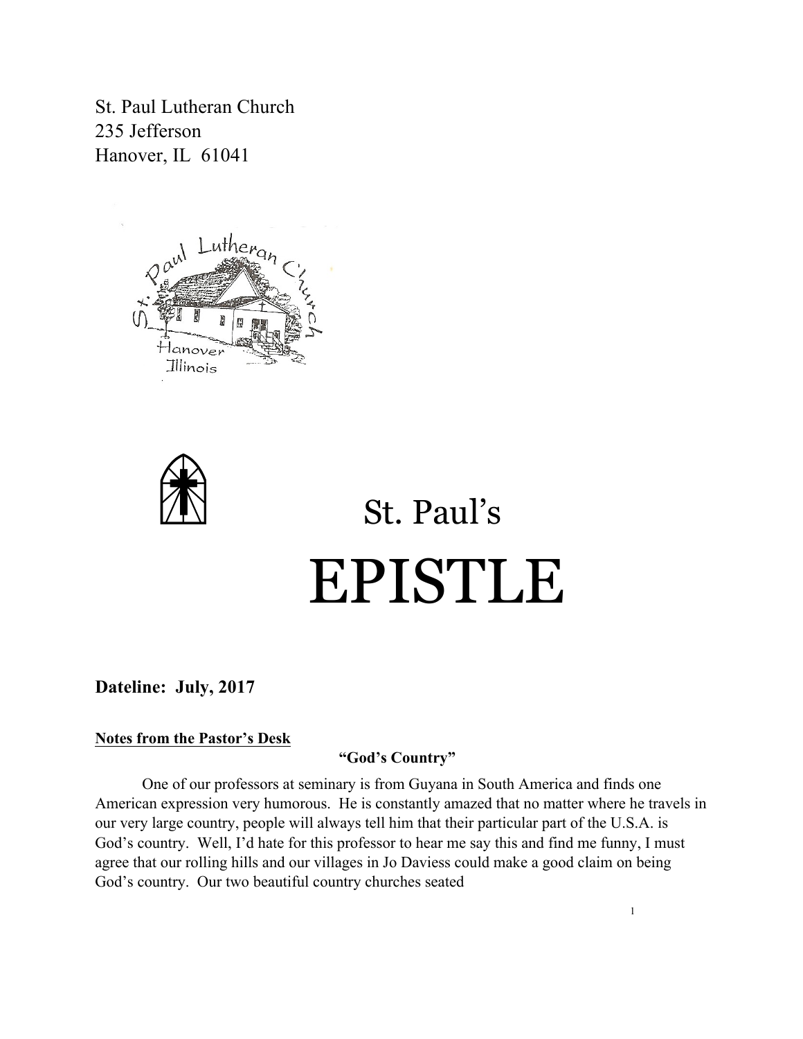St. Paul Lutheran Church
235 Jefferson
Hanover, IL 61041

# St. Paul's EPISTLE

**Dateline: July, 2017**

**Notes from the Pastor's Desk**

**"God's Country"**

One of our professors at seminary is from Guyana in South America and finds one American expression very humorous. He is constantly amazed that no matter where he travels in our very large country, people will always tell him that their particular part of the U.S.A. is God's country. Well, I'd hate for this professor to hear me say this and find me funny, I must agree that our rolling hills and our villages in Jo Daviess could make a good claim on being God's country. Our two beautiful country churches seated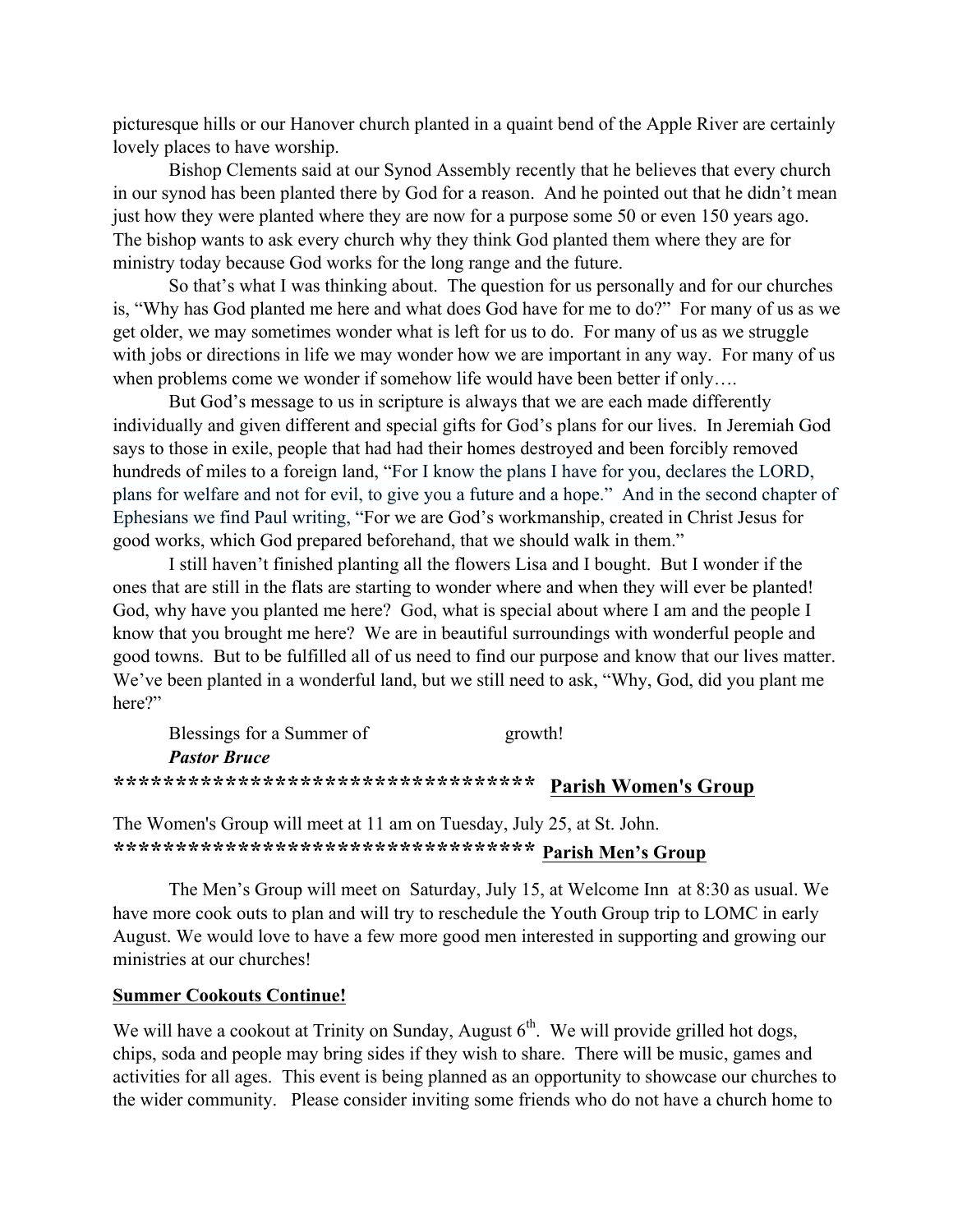picturesque hills or our Hanover church planted in a quaint bend of the Apple River are certainly lovely places to have worship.

Bishop Clements said at our Synod Assembly recently that he believes that every church in our synod has been planted there by God for a reason. And he pointed out that he didn't mean just how they were planted where they are now for a purpose some 50 or even 150 years ago. The bishop wants to ask every church why they think God planted them where they are for ministry today because God works for the long range and the future.

So that's what I was thinking about. The question for us personally and for our churches is, "Why has God planted me here and what does God have for me to do?" For many of us as we get older, we may sometimes wonder what is left for us to do. For many of us as we struggle with jobs or directions in life we may wonder how we are important in any way. For many of us when problems come we wonder if somehow life would have been better if only….

But God's message to us in scripture is always that we are each made differently individually and given different and special gifts for God's plans for our lives. In Jeremiah God says to those in exile, people that had had their homes destroyed and been forcibly removed hundreds of miles to a foreign land, "For I know the plans I have for you, declares the LORD, plans for welfare and not for evil, to give you a future and a hope." And in the second chapter of Ephesians we find Paul writing, "For we are God's workmanship, created in Christ Jesus for good works, which God prepared beforehand, that we should walk in them."

I still haven't finished planting all the flowers Lisa and I bought. But I wonder if the ones that are still in the flats are starting to wonder where and when they will ever be planted! God, why have you planted me here? God, what is special about where I am and the people I know that you brought me here? We are in beautiful surroundings with wonderful people and good towns. But to be fulfilled all of us need to find our purpose and know that our lives matter. We've been planted in a wonderful land, but we still need to ask, "Why, God, did you plant me here?"

Blessings for a Summer of growth!

***Pastor Bruce***

********************************** **Parish Women's Group**

The Women's Group will meet at 11 am on Tuesday, July 25, at St. John.

********************************** **Parish Men's Group**

The Men's Group will meet on Saturday, July 15, at Welcome Inn at 8:30 as usual. We have more cook outs to plan and will try to reschedule the Youth Group trip to LOMC in early August. We would love to have a few more good men interested in supporting and growing our ministries at our churches!

**Summer Cookouts Continue!**

We will have a cookout at Trinity on Sunday, August 6th. We will provide grilled hot dogs, chips, soda and people may bring sides if they wish to share. There will be music, games and activities for all ages. This event is being planned as an opportunity to showcase our churches to the wider community. Please consider inviting some friends who do not have a church home to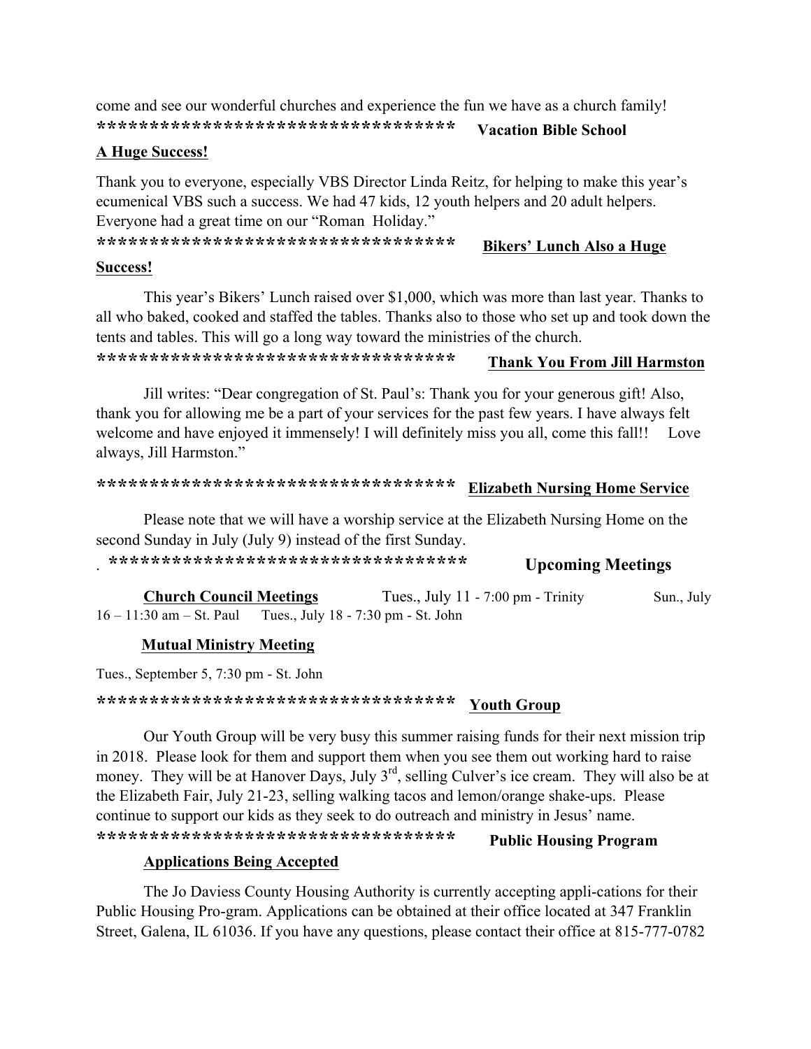come and see our wonderful churches and experience the fun we have as a church family!

***********************************

## Vacation Bible School A Huge Success!

Thank you to everyone, especially VBS Director Linda Reitz, for helping to make this year's ecumenical VBS such a success. We had 47 kids, 12 youth helpers and 20 adult helpers. Everyone had a great time on our "Roman Holiday."

***********************************

## Bikers' Lunch Also a Huge Success!

This year's Bikers' Lunch raised over $1,000, which was more than last year. Thanks to all who baked, cooked and staffed the tables. Thanks also to those who set up and took down the tents and tables. This will go a long way toward the ministries of the church.

***********************************

## Thank You From Jill Harmston

Jill writes: "Dear congregation of St. Paul's: Thank you for your generous gift! Also, thank you for allowing me be a part of your services for the past few years. I have always felt welcome and have enjoyed it immensely! I will definitely miss you all, come this fall!! Love always, Jill Harmston."

***********************************

## Elizabeth Nursing Home Service

Please note that we will have a worship service at the Elizabeth Nursing Home on the second Sunday in July (July 9) instead of the first Sunday.

. ***********************************

## Upcoming Meetings

**Church Council Meetings** Tues., July 11 - 7:00 pm - Trinity Sun., July 16 – 11:30 am – St. Paul Tues., July 18 - 7:30 pm - St. John

**Mutual Ministry Meeting**

Tues., September 5, 7:30 pm - St. John

***********************************

## Youth Group

Our Youth Group will be very busy this summer raising funds for their next mission trip in 2018. Please look for them and support them when you see them out working hard to raise money. They will be at Hanover Days, July 3rd, selling Culver's ice cream. They will also be at the Elizabeth Fair, July 21-23, selling walking tacos and lemon/orange shake-ups. Please continue to support our kids as they seek to do outreach and ministry in Jesus' name.

***********************************

## Public Housing Program Applications Being Accepted

The Jo Daviess County Housing Authority is currently accepting appli-cations for their Public Housing Pro-gram. Applications can be obtained at their office located at 347 Franklin Street, Galena, IL 61036. If you have any questions, please contact their office at 815-777-0782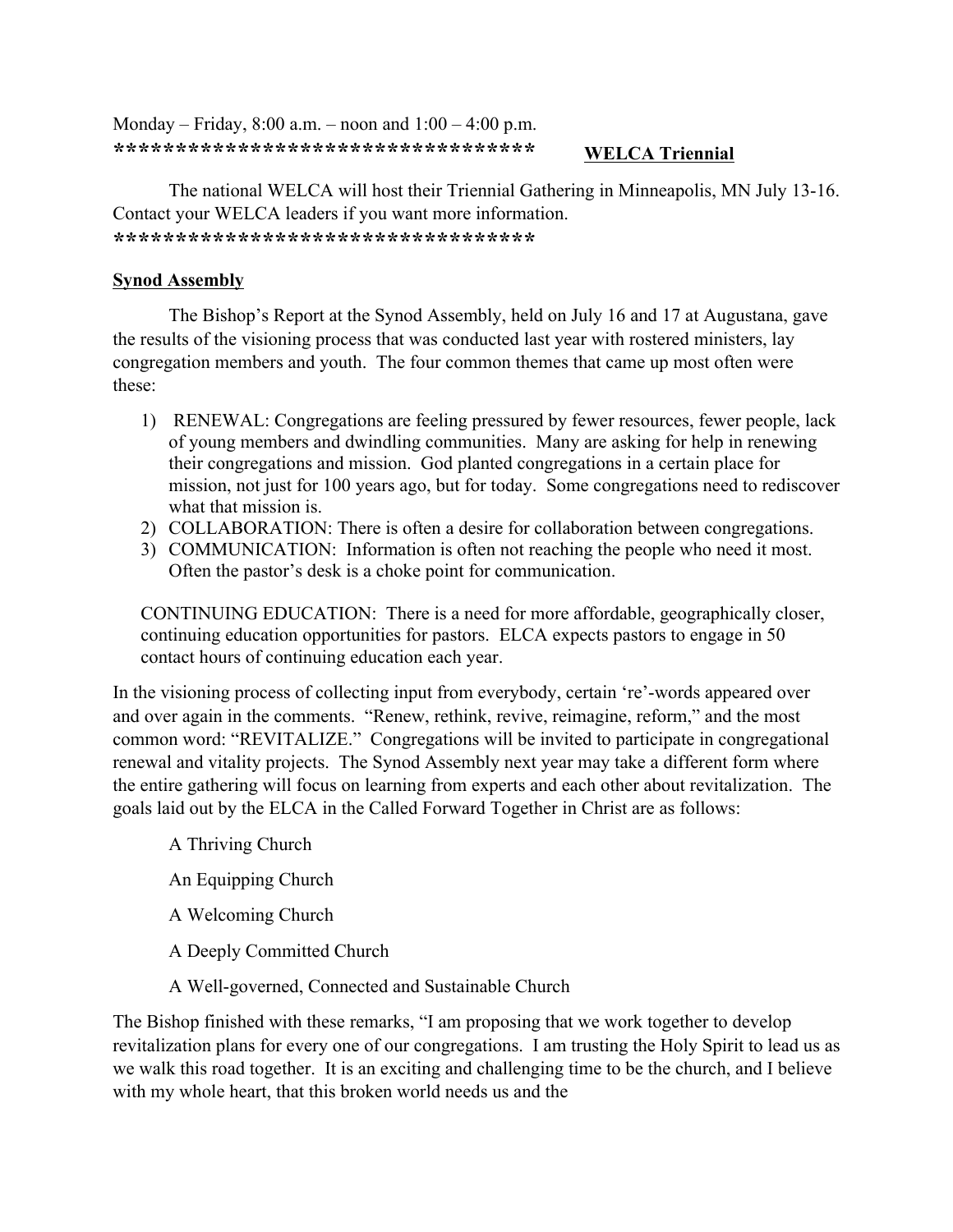Monday – Friday, 8:00 a.m. – noon and 1:00 – 4:00 p.m.

**************************************

## WELCA Triennial

The national WELCA will host their Triennial Gathering in Minneapolis, MN July 13-16. Contact your WELCA leaders if you want more information.

**************************************

## Synod Assembly

The Bishop's Report at the Synod Assembly, held on July 16 and 17 at Augustana, gave the results of the visioning process that was conducted last year with rostered ministers, lay congregation members and youth. The four common themes that came up most often were these:

1) RENEWAL: Congregations are feeling pressured by fewer resources, fewer people, lack of young members and dwindling communities. Many are asking for help in renewing their congregations and mission. God planted congregations in a certain place for mission, not just for 100 years ago, but for today. Some congregations need to rediscover what that mission is.
2) COLLABORATION: There is often a desire for collaboration between congregations.
3) COMMUNICATION: Information is often not reaching the people who need it most. Often the pastor's desk is a choke point for communication.

CONTINUING EDUCATION: There is a need for more affordable, geographically closer, continuing education opportunities for pastors. ELCA expects pastors to engage in 50 contact hours of continuing education each year.

In the visioning process of collecting input from everybody, certain 're'-words appeared over and over again in the comments. "Renew, rethink, revive, reimagine, reform," and the most common word: "REVITALIZE." Congregations will be invited to participate in congregational renewal and vitality projects. The Synod Assembly next year may take a different form where the entire gathering will focus on learning from experts and each other about revitalization. The goals laid out by the ELCA in the Called Forward Together in Christ are as follows:

A Thriving Church

An Equipping Church

A Welcoming Church

A Deeply Committed Church

A Well-governed, Connected and Sustainable Church

The Bishop finished with these remarks, "I am proposing that we work together to develop revitalization plans for every one of our congregations. I am trusting the Holy Spirit to lead us as we walk this road together. It is an exciting and challenging time to be the church, and I believe with my whole heart, that this broken world needs us and the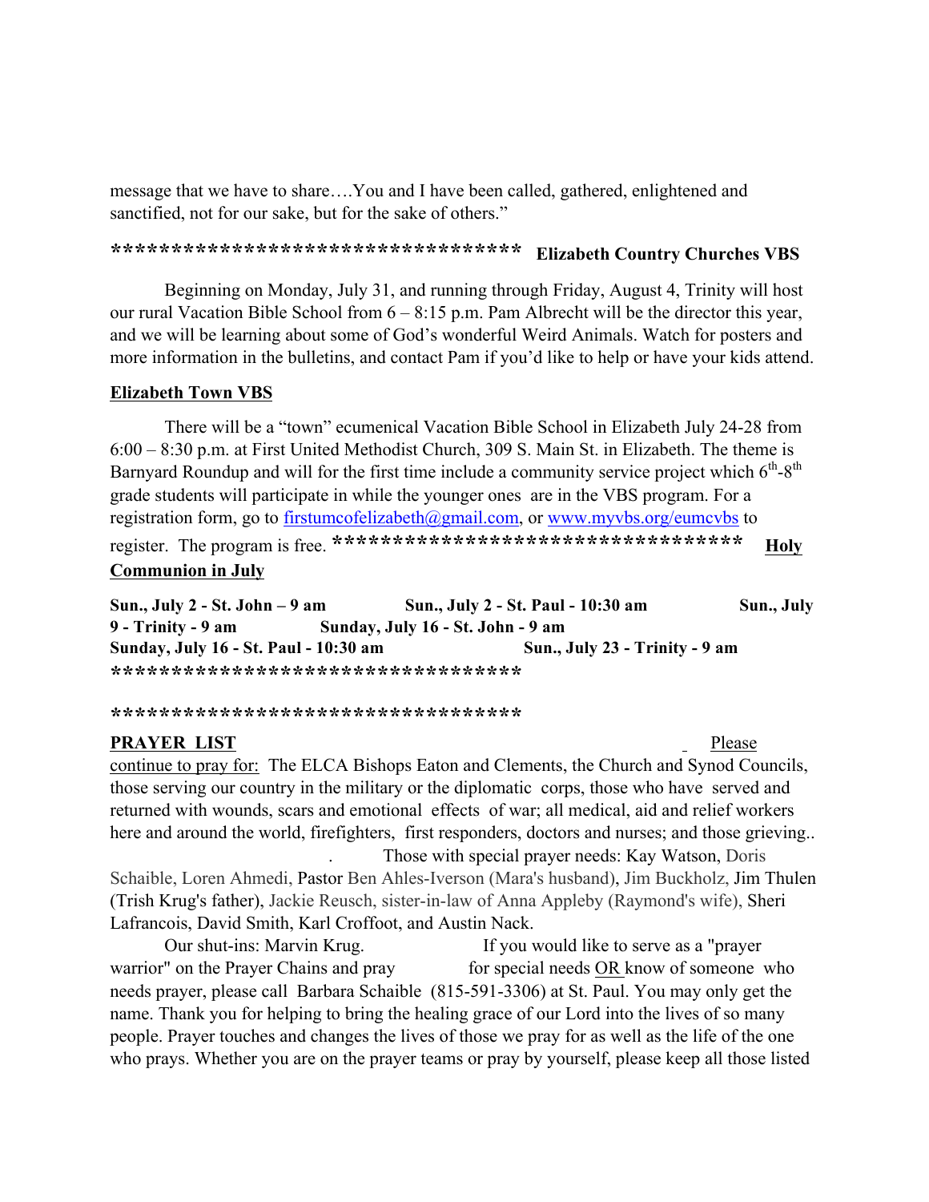message that we have to share….You and I have been called, gathered, enlightened and sanctified, not for our sake, but for the sake of others."

**********************************

**Elizabeth Country Churches VBS**

Beginning on Monday, July 31, and running through Friday, August 4, Trinity will host our rural Vacation Bible School from 6 – 8:15 p.m. Pam Albrecht will be the director this year, and we will be learning about some of God's wonderful Weird Animals. Watch for posters and more information in the bulletins, and contact Pam if you'd like to help or have your kids attend.

**Elizabeth Town VBS**

There will be a "town" ecumenical Vacation Bible School in Elizabeth July 24-28 from 6:00 – 8:30 p.m. at First United Methodist Church, 309 S. Main St. in Elizabeth. The theme is Barnyard Roundup and will for the first time include a community service project which 6th-8th grade students will participate in while the younger ones are in the VBS program. For a registration form, go to firstumcofelizabeth@gmail.com, or www.myvbs.org/eumcvbs to register. The program is free.

**********************************

**Holy Communion in July**

**Sun., July 2 - St. John – 9 am**
**Sun., July 2 - St. Paul - 10:30 am**
**Sun., July 9 - Trinity - 9 am**
**Sunday, July 16 - St. John - 9 am**
**Sunday, July 16 - St. Paul - 10:30 am**
**Sun., July 23 - Trinity - 9 am**

**********************************

**********************************

**PRAYER LIST**

Please continue to pray for: The ELCA Bishops Eaton and Clements, the Church and Synod Councils, those serving our country in the military or the diplomatic corps, those who have served and returned with wounds, scars and emotional effects of war; all medical, aid and relief workers here and around the world, firefighters, first responders, doctors and nurses; and those grieving..

Those with special prayer needs: Kay Watson, Doris Schaible, Loren Ahmedi, Pastor Ben Ahles-Iverson (Mara's husband), Jim Buckholz, Jim Thulen (Trish Krug's father), Jackie Reusch, sister-in-law of Anna Appleby (Raymond's wife), Sheri Lafrancois, David Smith, Karl Croffoot, and Austin Nack.

Our shut-ins: Marvin Krug.

If you would like to serve as a "prayer warrior" on the Prayer Chains and pray for special needs OR know of someone who needs prayer, please call Barbara Schaible (815-591-3306) at St. Paul. You may only get the name. Thank you for helping to bring the healing grace of our Lord into the lives of so many people. Prayer touches and changes the lives of those we pray for as well as the life of the one who prays. Whether you are on the prayer teams or pray by yourself, please keep all those listed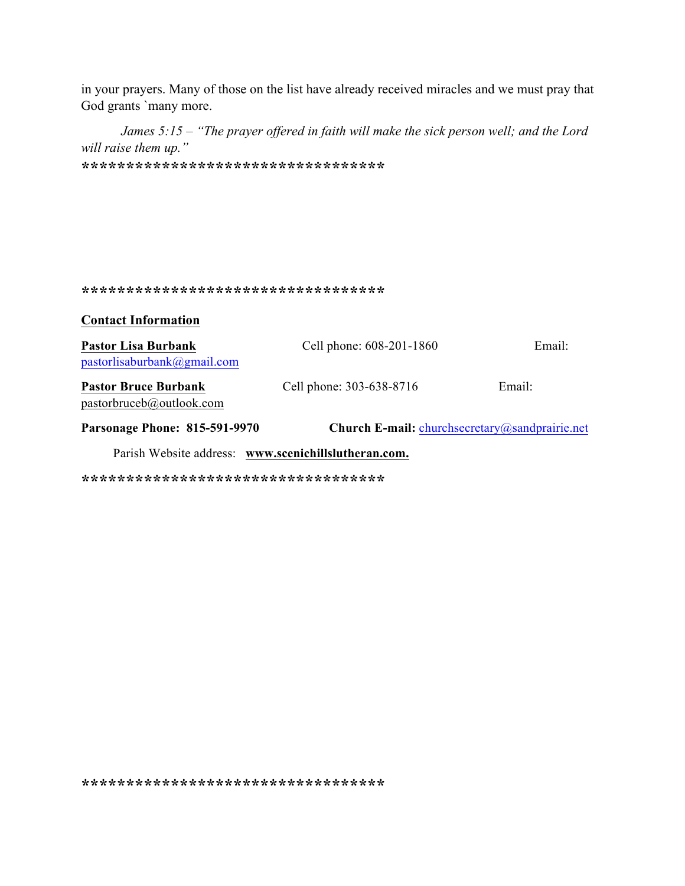in your prayers. Many of those on the list have already received miracles and we must pray that God grants `many more.

*James 5:15 – "The prayer offered in faith will make the sick person well; and the Lord will raise them up."*

**********************************

**********************************

**Contact Information**

**Pastor Lisa Burbank** Cell phone: 608-201-1860 Email: pastorlisaburbank@gmail.com

**Pastor Bruce Burbank** Cell phone: 303-638-8716 Email: pastorbruceb@outlook.com

**Parsonage Phone: 815-591-9970** **Church E-mail:** churchsecretary@sandprairie.net

Parish Website address: **www.scenichillslutheran.com.**

**********************************

**********************************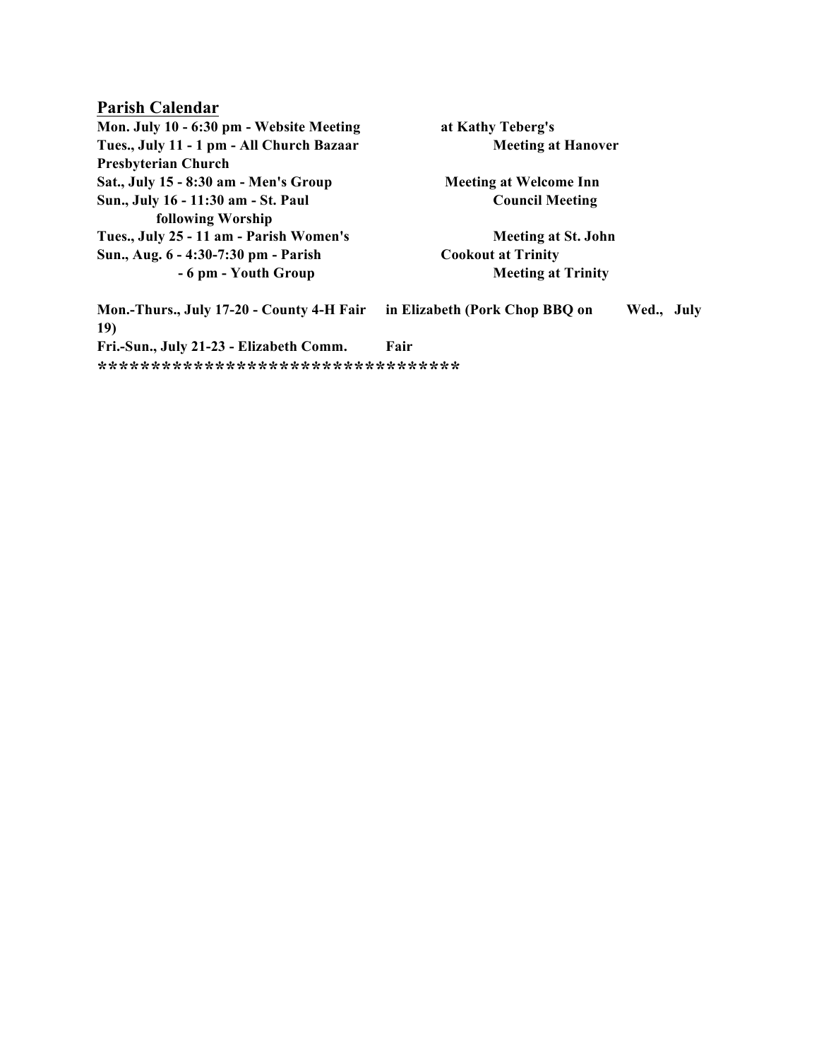**Parish Calendar**

**Mon. July 10 - 6:30 pm - Website Meeting at Kathy Teberg's**
**Tues., July 11 - 1 pm - All Church Bazaar Meeting at Hanover Presbyterian Church**
**Sat., July 15 - 8:30 am - Men's Group Meeting at Welcome Inn**
**Sun., July 16 - 11:30 am - St. Paul Council Meeting following Worship**
**Tues., July 25 - 11 am - Parish Women's Meeting at St. John**
**Sun., Aug. 6 - 4:30-7:30 pm - Parish Cookout at Trinity**
**- 6 pm - Youth Group Meeting at Trinity**

**Mon.-Thurs., July 17-20 - County 4-H Fair in Elizabeth (Pork Chop BBQ on Wed., July 19)**
**Fri.-Sun., July 21-23 - Elizabeth Comm. Fair**
**\*\*\*\*\*\*\*\*\*\*\*\*\*\*\*\*\*\*\*\*\*\*\*\*\*\*\*\*\*\*\*\*\***